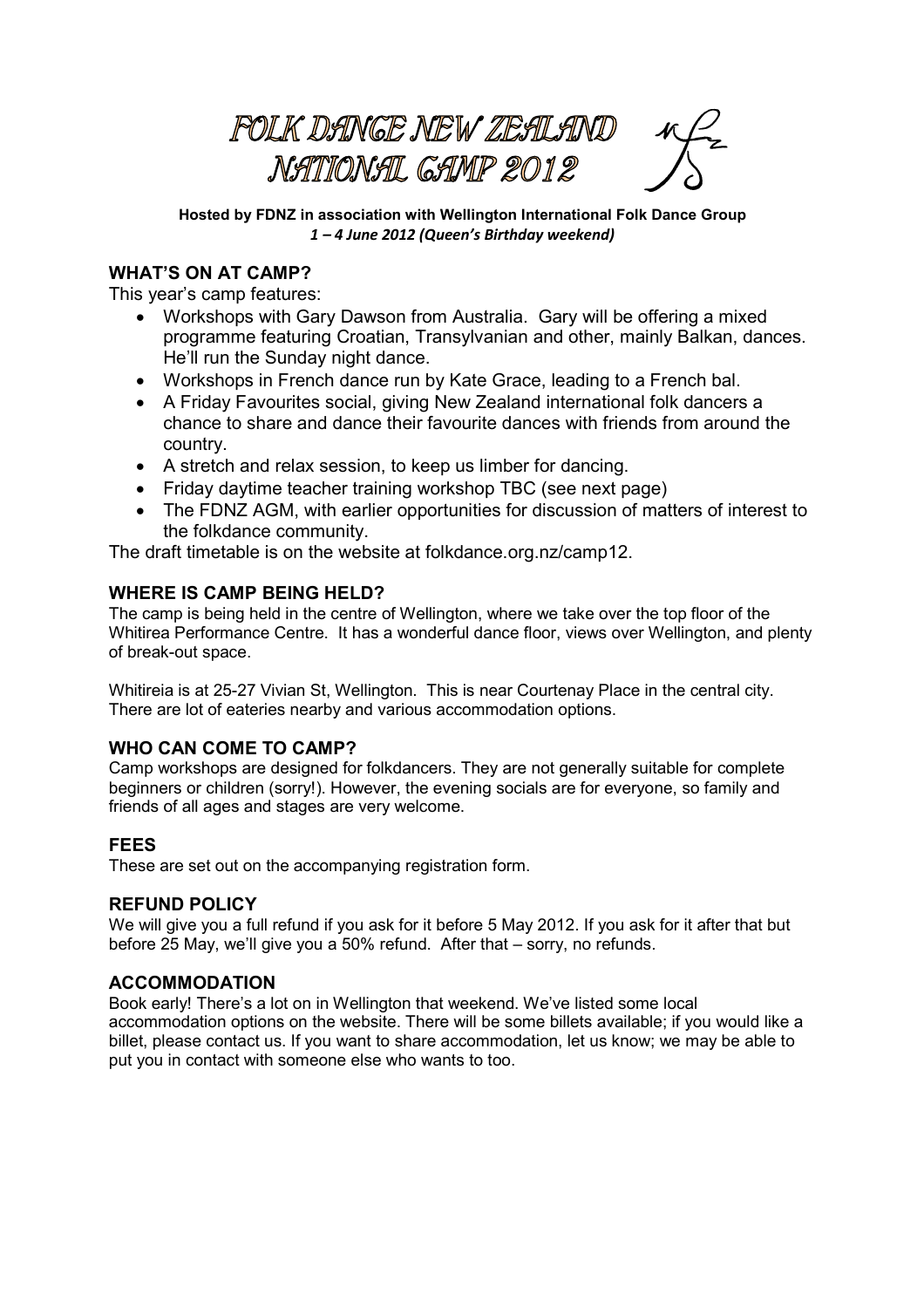# FOLK DANCE NEW ZEALAND NATIONAL CAMP 2012

**Hosted by FDNZ in association with Wellington International Folk Dance Group**
***1 – 4 June 2012 (Queen's Birthday weekend)***

## WHAT'S ON AT CAMP?

This year's camp features:

- Workshops with Gary Dawson from Australia. Gary will be offering a mixed programme featuring Croatian, Transylvanian and other, mainly Balkan, dances. He'll run the Sunday night dance.
- Workshops in French dance run by Kate Grace, leading to a French bal.
- A Friday Favourites social, giving New Zealand international folk dancers a chance to share and dance their favourite dances with friends from around the country.
- A stretch and relax session, to keep us limber for dancing.
- Friday daytime teacher training workshop TBC (see next page)
- The FDNZ AGM, with earlier opportunities for discussion of matters of interest to the folkdance community.

The draft timetable is on the website at folkdance.org.nz/camp12.

## WHERE IS CAMP BEING HELD?

The camp is being held in the centre of Wellington, where we take over the top floor of the Whitirea Performance Centre. It has a wonderful dance floor, views over Wellington, and plenty of break-out space.

Whitireia is at 25-27 Vivian St, Wellington. This is near Courtenay Place in the central city. There are lot of eateries nearby and various accommodation options.

## WHO CAN COME TO CAMP?

Camp workshops are designed for folkdancers. They are not generally suitable for complete beginners or children (sorry!). However, the evening socials are for everyone, so family and friends of all ages and stages are very welcome.

## FEES

These are set out on the accompanying registration form.

## REFUND POLICY

We will give you a full refund if you ask for it before 5 May 2012. If you ask for it after that but before 25 May, we'll give you a 50% refund. After that – sorry, no refunds.

## ACCOMMODATION

Book early! There's a lot on in Wellington that weekend. We've listed some local accommodation options on the website. There will be some billets available; if you would like a billet, please contact us. If you want to share accommodation, let us know; we may be able to put you in contact with someone else who wants to too.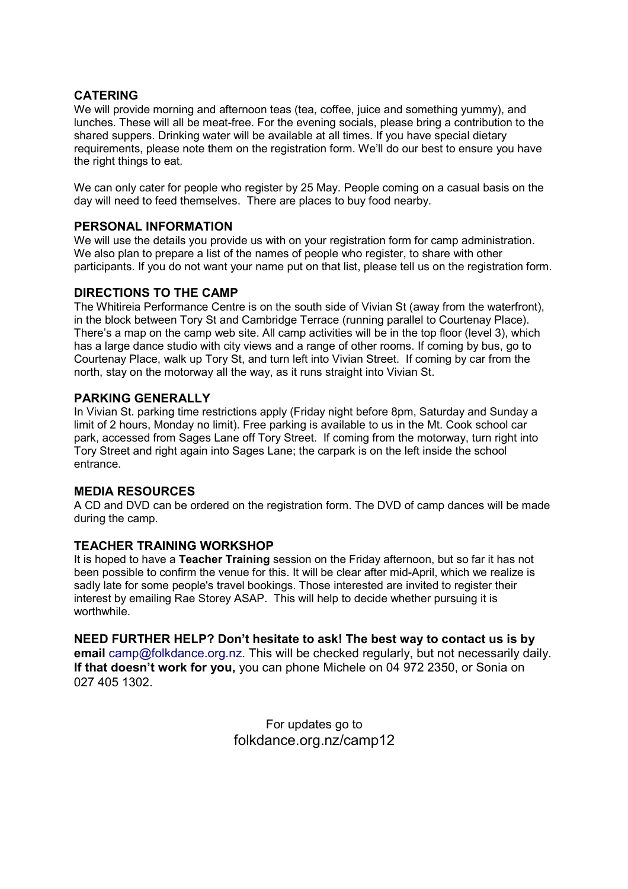## CATERING

We will provide morning and afternoon teas (tea, coffee, juice and something yummy), and lunches. These will all be meat-free. For the evening socials, please bring a contribution to the shared suppers. Drinking water will be available at all times. If you have special dietary requirements, please note them on the registration form. We'll do our best to ensure you have the right things to eat.

We can only cater for people who register by 25 May. People coming on a casual basis on the day will need to feed themselves. There are places to buy food nearby.

## PERSONAL INFORMATION

We will use the details you provide us with on your registration form for camp administration. We also plan to prepare a list of the names of people who register, to share with other participants. If you do not want your name put on that list, please tell us on the registration form.

## DIRECTIONS TO THE CAMP

The Whitireia Performance Centre is on the south side of Vivian St (away from the waterfront), in the block between Tory St and Cambridge Terrace (running parallel to Courtenay Place). There's a map on the camp web site. All camp activities will be in the top floor (level 3), which has a large dance studio with city views and a range of other rooms. If coming by bus, go to Courtenay Place, walk up Tory St, and turn left into Vivian Street. If coming by car from the north, stay on the motorway all the way, as it runs straight into Vivian St.

## PARKING GENERALLY

In Vivian St. parking time restrictions apply (Friday night before 8pm, Saturday and Sunday a limit of 2 hours, Monday no limit). Free parking is available to us in the Mt. Cook school car park, accessed from Sages Lane off Tory Street. If coming from the motorway, turn right into Tory Street and right again into Sages Lane; the carpark is on the left inside the school entrance.

## MEDIA RESOURCES

A CD and DVD can be ordered on the registration form. The DVD of camp dances will be made during the camp.

## TEACHER TRAINING WORKSHOP

It is hoped to have a **Teacher Training** session on the Friday afternoon, but so far it has not been possible to confirm the venue for this. It will be clear after mid-April, which we realize is sadly late for some people's travel bookings. Those interested are invited to register their interest by emailing Rae Storey ASAP. This will help to decide whether pursuing it is worthwhile.

**NEED FURTHER HELP? Don't hesitate to ask! The best way to contact us is by email** camp@folkdance.org.nz. This will be checked regularly, but not necessarily daily. **If that doesn't work for you,** you can phone Michele on 04 972 2350, or Sonia on 027 405 1302.

For updates go to
folkdance.org.nz/camp12